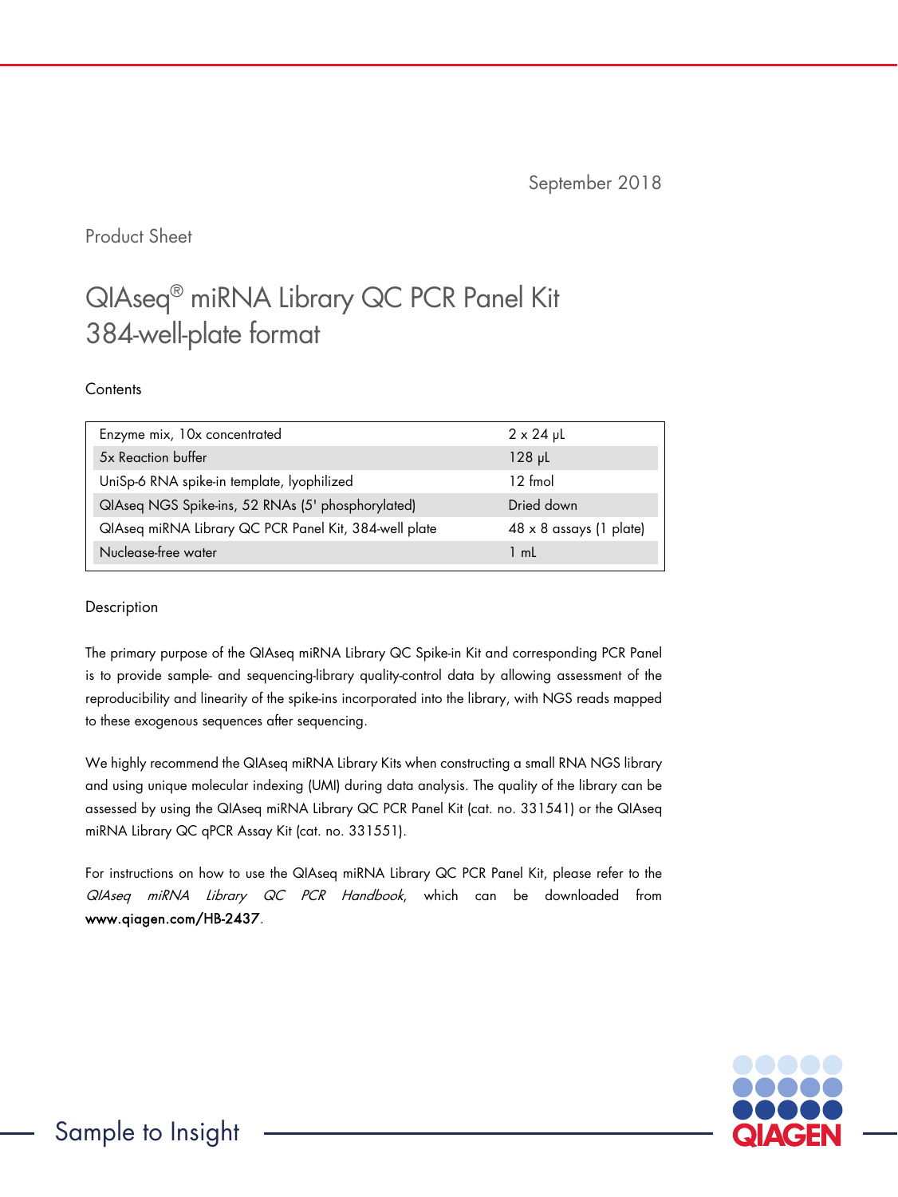September 2018

Product Sheet

# QIAseq® miRNA Library QC PCR Panel Kit 384-well-plate format

## Contents

| | |
|---|---|
| Enzyme mix, 10x concentrated | 2 x 24 µL |
| 5x Reaction buffer | 128 µL |
| UniSp-6 RNA spike-in template, lyophilized | 12 fmol |
| QIAseq NGS Spike-ins, 52 RNAs (5' phosphorylated) | Dried down |
| QIAseq miRNA Library QC PCR Panel Kit, 384-well plate | 48 x 8 assays (1 plate) |
| Nuclease-free water | 1 mL |

## Description

The primary purpose of the QIAseq miRNA Library QC Spike-in Kit and corresponding PCR Panel is to provide sample- and sequencing-library quality-control data by allowing assessment of the reproducibility and linearity of the spike-ins incorporated into the library, with NGS reads mapped to these exogenous sequences after sequencing.

We highly recommend the QIAseq miRNA Library Kits when constructing a small RNA NGS library and using unique molecular indexing (UMI) during data analysis. The quality of the library can be assessed by using the QIAseq miRNA Library QC PCR Panel Kit (cat. no. 331541) or the QIAseq miRNA Library QC qPCR Assay Kit (cat. no. 331551).

For instructions on how to use the QIAseq miRNA Library QC PCR Panel Kit, please refer to the *QIAseq miRNA Library QC PCR Handbook*, which can be downloaded from **www.qiagen.com/HB-2437**.

Sample to Insight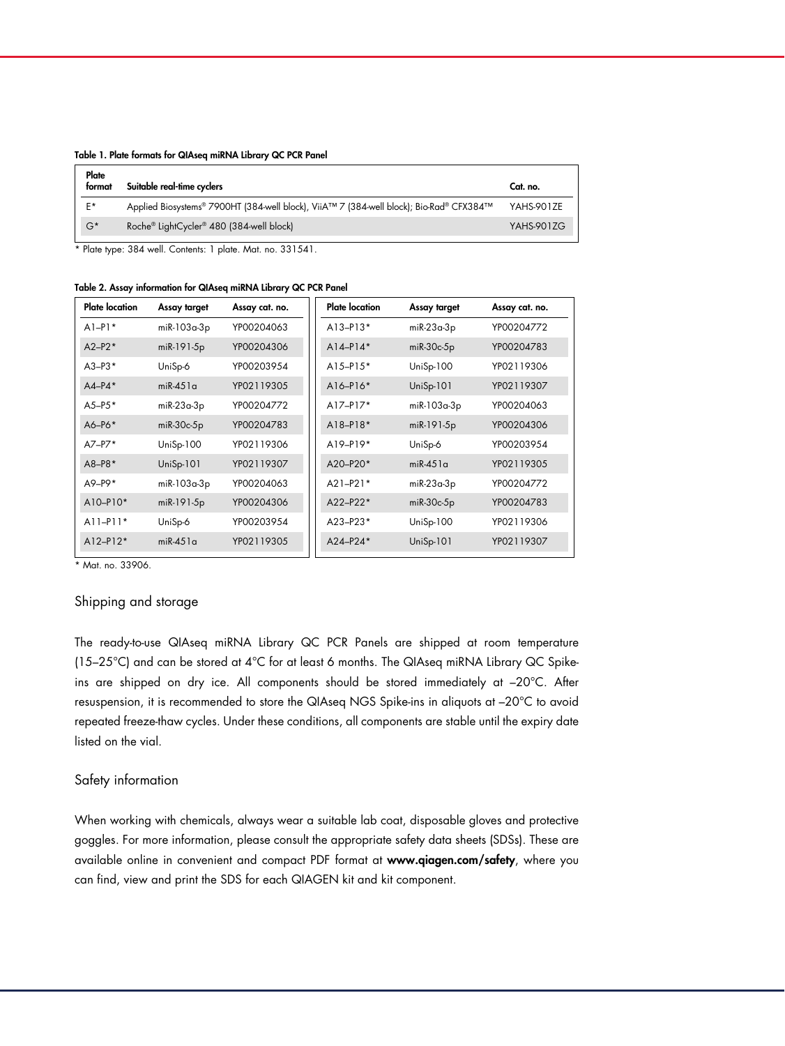**Table 1. Plate formats for QIAseq miRNA Library QC PCR Panel**

| Plate format | Suitable real-time cyclers | Cat. no. |
|---|---|---|
| E* | Applied Biosystems® 7900HT (384-well block), ViiA™ 7 (384-well block); Bio-Rad® CFX384™ | YAHS-901ZE |
| G* | Roche® LightCycler® 480 (384-well block) | YAHS-901ZG |

* Plate type: 384 well. Contents: 1 plate. Mat. no. 331541.

**Table 2. Assay information for QIAseq miRNA Library QC PCR Panel**

| Plate location | Assay target | Assay cat. no. | Plate location | Assay target | Assay cat. no. |
|---|---|---|---|---|---|
| A1–P1* | miR-103a-3p | YP00204063 | A13–P13* | miR-23a-3p | YP00204772 |
| A2–P2* | miR-191-5p | YP00204306 | A14–P14* | miR-30c-5p | YP00204783 |
| A3–P3* | UniSp-6 | YP00203954 | A15–P15* | UniSp-100 | YP02119306 |
| A4–P4* | miR-451a | YP02119305 | A16–P16* | UniSp-101 | YP02119307 |
| A5–P5* | miR-23a-3p | YP00204772 | A17–P17* | miR-103a-3p | YP00204063 |
| A6–P6* | miR-30c-5p | YP00204783 | A18–P18* | miR-191-5p | YP00204306 |
| A7–P7* | UniSp-100 | YP02119306 | A19–P19* | UniSp-6 | YP00203954 |
| A8–P8* | UniSp-101 | YP02119307 | A20–P20* | miR-451a | YP02119305 |
| A9–P9* | miR-103a-3p | YP00204063 | A21–P21* | miR-23a-3p | YP00204772 |
| A10–P10* | miR-191-5p | YP00204306 | A22–P22* | miR-30c-5p | YP00204783 |
| A11–P11* | UniSp-6 | YP00203954 | A23–P23* | UniSp-100 | YP02119306 |
| A12–P12* | miR-451a | YP02119305 | A24–P24* | UniSp-101 | YP02119307 |

* Mat. no. 33906.

## Shipping and storage

The ready-to-use QIAseq miRNA Library QC PCR Panels are shipped at room temperature (15–25°C) and can be stored at 4°C for at least 6 months. The QIAseq miRNA Library QC Spike-ins are shipped on dry ice. All components should be stored immediately at –20°C. After resuspension, it is recommended to store the QIAseq NGS Spike-ins in aliquots at –20°C to avoid repeated freeze-thaw cycles. Under these conditions, all components are stable until the expiry date listed on the vial.

## Safety information

When working with chemicals, always wear a suitable lab coat, disposable gloves and protective goggles. For more information, please consult the appropriate safety data sheets (SDSs). These are available online in convenient and compact PDF format at **www.qiagen.com/safety**, where you can find, view and print the SDS for each QIAGEN kit and kit component.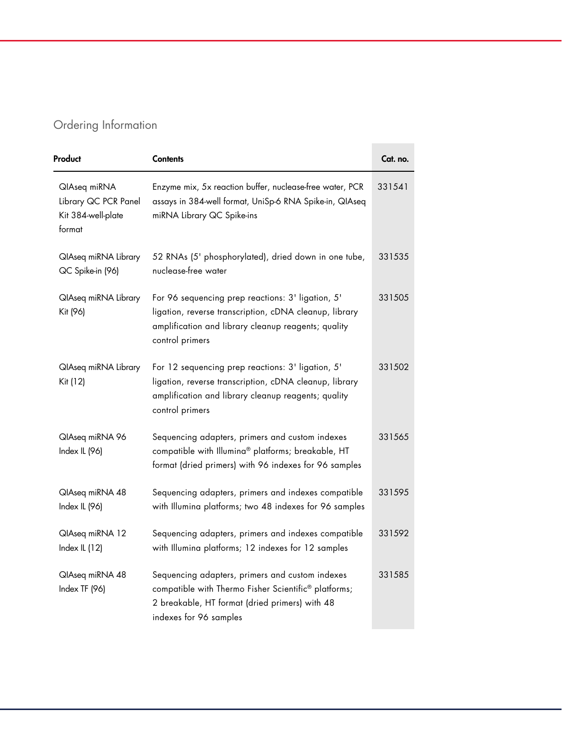## Ordering Information

| Product | Contents | Cat. no. |
|---|---|---|
| QIAseq miRNA Library QC PCR Panel Kit 384-well-plate format | Enzyme mix, 5x reaction buffer, nuclease-free water, PCR assays in 384-well format, UniSp-6 RNA Spike-in, QIAseq miRNA Library QC Spike-ins | 331541 |
| QIAseq miRNA Library QC Spike-in (96) | 52 RNAs (5' phosphorylated), dried down in one tube, nuclease-free water | 331535 |
| QIAseq miRNA Library Kit (96) | For 96 sequencing prep reactions: 3' ligation, 5' ligation, reverse transcription, cDNA cleanup, library amplification and library cleanup reagents; quality control primers | 331505 |
| QIAseq miRNA Library Kit (12) | For 12 sequencing prep reactions: 3' ligation, 5' ligation, reverse transcription, cDNA cleanup, library amplification and library cleanup reagents; quality control primers | 331502 |
| QIAseq miRNA 96 Index IL (96) | Sequencing adapters, primers and custom indexes compatible with Illumina® platforms; breakable, HT format (dried primers) with 96 indexes for 96 samples | 331565 |
| QIAseq miRNA 48 Index IL (96) | Sequencing adapters, primers and indexes compatible with Illumina platforms; two 48 indexes for 96 samples | 331595 |
| QIAseq miRNA 12 Index IL (12) | Sequencing adapters, primers and indexes compatible with Illumina platforms; 12 indexes for 12 samples | 331592 |
| QIAseq miRNA 48 Index TF (96) | Sequencing adapters, primers and custom indexes compatible with Thermo Fisher Scientific® platforms; 2 breakable, HT format (dried primers) with 48 indexes for 96 samples | 331585 |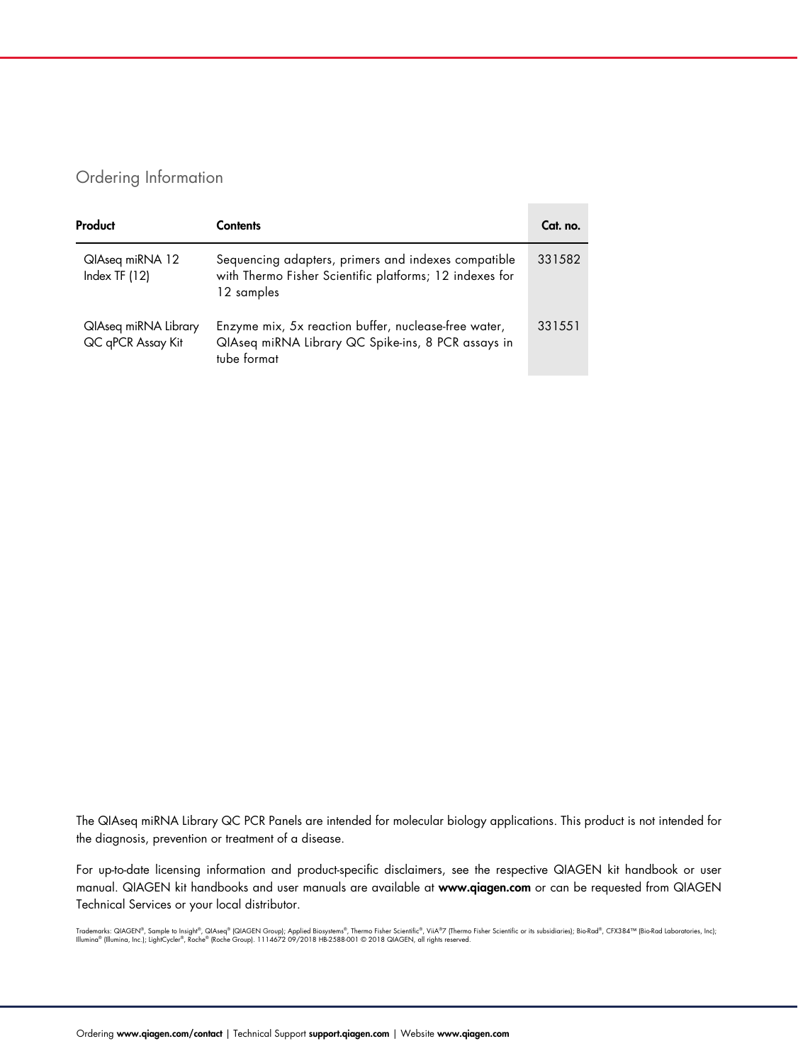## Ordering Information

| Product | Contents | Cat. no. |
| --- | --- | --- |
| QIAseq miRNA 12 Index TF (12) | Sequencing adapters, primers and indexes compatible with Thermo Fisher Scientific platforms; 12 indexes for 12 samples | 331582 |
| QIAseq miRNA Library QC qPCR Assay Kit | Enzyme mix, 5x reaction buffer, nuclease-free water, QIAseq miRNA Library QC Spike-ins, 8 PCR assays in tube format | 331551 |

The QIAseq miRNA Library QC PCR Panels are intended for molecular biology applications. This product is not intended for the diagnosis, prevention or treatment of a disease.

For up-to-date licensing information and product-specific disclaimers, see the respective QIAGEN kit handbook or user manual. QIAGEN kit handbooks and user manuals are available at **www.qiagen.com** or can be requested from QIAGEN Technical Services or your local distributor.

Trademarks: QIAGEN®, Sample to Insight®, QIAseq® (QIAGEN Group); Applied Biosystems®, Thermo Fisher Scientific®, ViiA®7 (Thermo Fisher Scientific or its subsidiaries); Bio-Rad®, CFX384™ (Bio-Rad Laboratories, Inc); Illumina® (Illumina, Inc.); LightCycler®, Roche® (Roche Group). 1114672 09/2018 HB-2588-001 © 2018 QIAGEN, all rights reserved.

Ordering **www.qiagen.com/contact** | Technical Support **support.qiagen.com** | Website **www.qiagen.com**